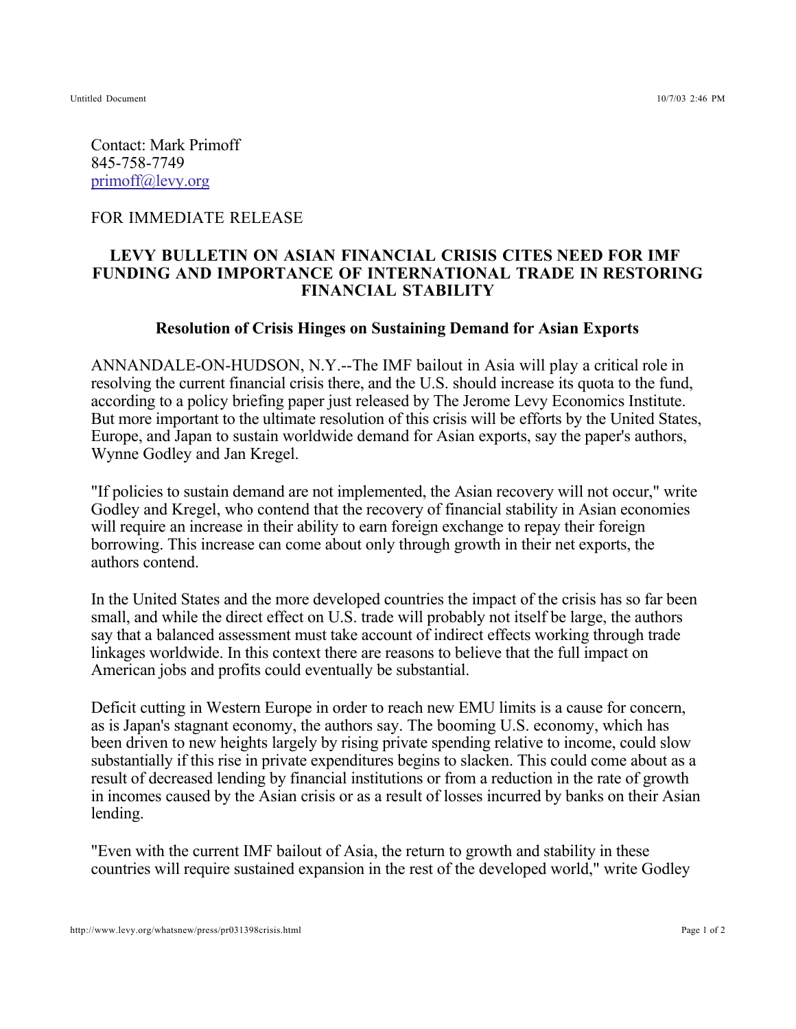Contact: Mark Primoff
845-758-7749
[primoff@levy.org](mailto:primoff@levy.org)

FOR IMMEDIATE RELEASE

## LEVY BULLETIN ON ASIAN FINANCIAL CRISIS CITES NEED FOR IMF FUNDING AND IMPORTANCE OF INTERNATIONAL TRADE IN RESTORING FINANCIAL STABILITY

### Resolution of Crisis Hinges on Sustaining Demand for Asian Exports

ANNANDALE-ON-HUDSON, N.Y.--The IMF bailout in Asia will play a critical role in resolving the current financial crisis there, and the U.S. should increase its quota to the fund, according to a policy briefing paper just released by The Jerome Levy Economics Institute. But more important to the ultimate resolution of this crisis will be efforts by the United States, Europe, and Japan to sustain worldwide demand for Asian exports, say the paper's authors, Wynne Godley and Jan Kregel.

"If policies to sustain demand are not implemented, the Asian recovery will not occur," write Godley and Kregel, who contend that the recovery of financial stability in Asian economies will require an increase in their ability to earn foreign exchange to repay their foreign borrowing. This increase can come about only through growth in their net exports, the authors contend.

In the United States and the more developed countries the impact of the crisis has so far been small, and while the direct effect on U.S. trade will probably not itself be large, the authors say that a balanced assessment must take account of indirect effects working through trade linkages worldwide. In this context there are reasons to believe that the full impact on American jobs and profits could eventually be substantial.

Deficit cutting in Western Europe in order to reach new EMU limits is a cause for concern, as is Japan's stagnant economy, the authors say. The booming U.S. economy, which has been driven to new heights largely by rising private spending relative to income, could slow substantially if this rise in private expenditures begins to slacken. This could come about as a result of decreased lending by financial institutions or from a reduction in the rate of growth in incomes caused by the Asian crisis or as a result of losses incurred by banks on their Asian lending.

"Even with the current IMF bailout of Asia, the return to growth and stability in these countries will require sustained expansion in the rest of the developed world," write Godley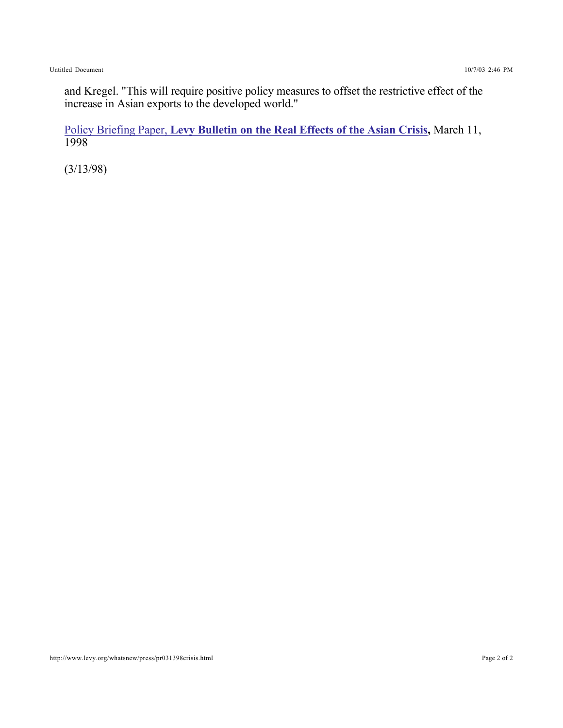and Kregel. "This will require positive policy measures to offset the restrictive effect of the increase in Asian exports to the developed world."

Policy Briefing Paper, **Levy Bulletin on the Real Effects of the Asian Crisis,** March 11, 1998

(3/13/98)